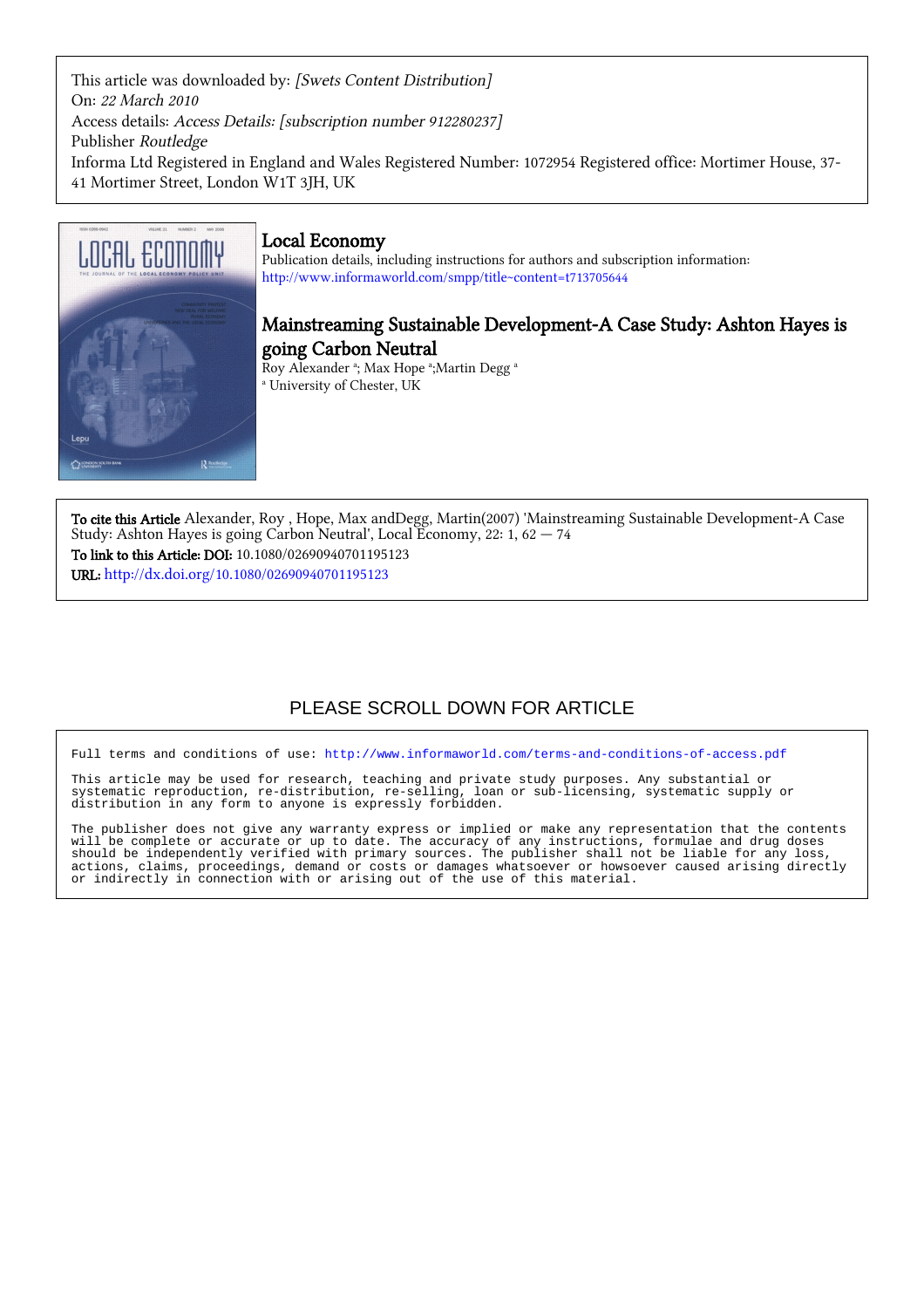This article was downloaded by: *[Swets Content Distribution]*
On: *22 March 2010*
Access details: *Access Details: [subscription number 912280237]*
Publisher *Routledge*
Informa Ltd Registered in England and Wales Registered Number: 1072954 Registered office: Mortimer House, 37-41 Mortimer Street, London W1T 3JH, UK

# Local Economy

Publication details, including instructions for authors and subscription information:
http://www.informaworld.com/smpp/title~content=t713705644

## Mainstreaming Sustainable Development-A Case Study: Ashton Hayes is going Carbon Neutral

Roy Alexander [a]; Max Hope [a];Martin Degg [a]

[a] University of Chester, UK

**To cite this Article** Alexander, Roy , Hope, Max andDegg, Martin(2007) 'Mainstreaming Sustainable Development-A Case Study: Ashton Hayes is going Carbon Neutral', Local Economy, 22: 1, 62 — 74

**To link to this Article: DOI:** 10.1080/02690940701195123

**URL:** http://dx.doi.org/10.1080/02690940701195123

PLEASE SCROLL DOWN FOR ARTICLE

Full terms and conditions of use: http://www.informaworld.com/terms-and-conditions-of-access.pdf

This article may be used for research, teaching and private study purposes. Any substantial or systematic reproduction, re-distribution, re-selling, loan or sub-licensing, systematic supply or distribution in any form to anyone is expressly forbidden.

The publisher does not give any warranty express or implied or make any representation that the contents will be complete or accurate or up to date. The accuracy of any instructions, formulae and drug doses should be independently verified with primary sources. The publisher shall not be liable for any loss, actions, claims, proceedings, demand or costs or damages whatsoever or howsoever caused arising directly or indirectly in connection with or arising out of the use of this material.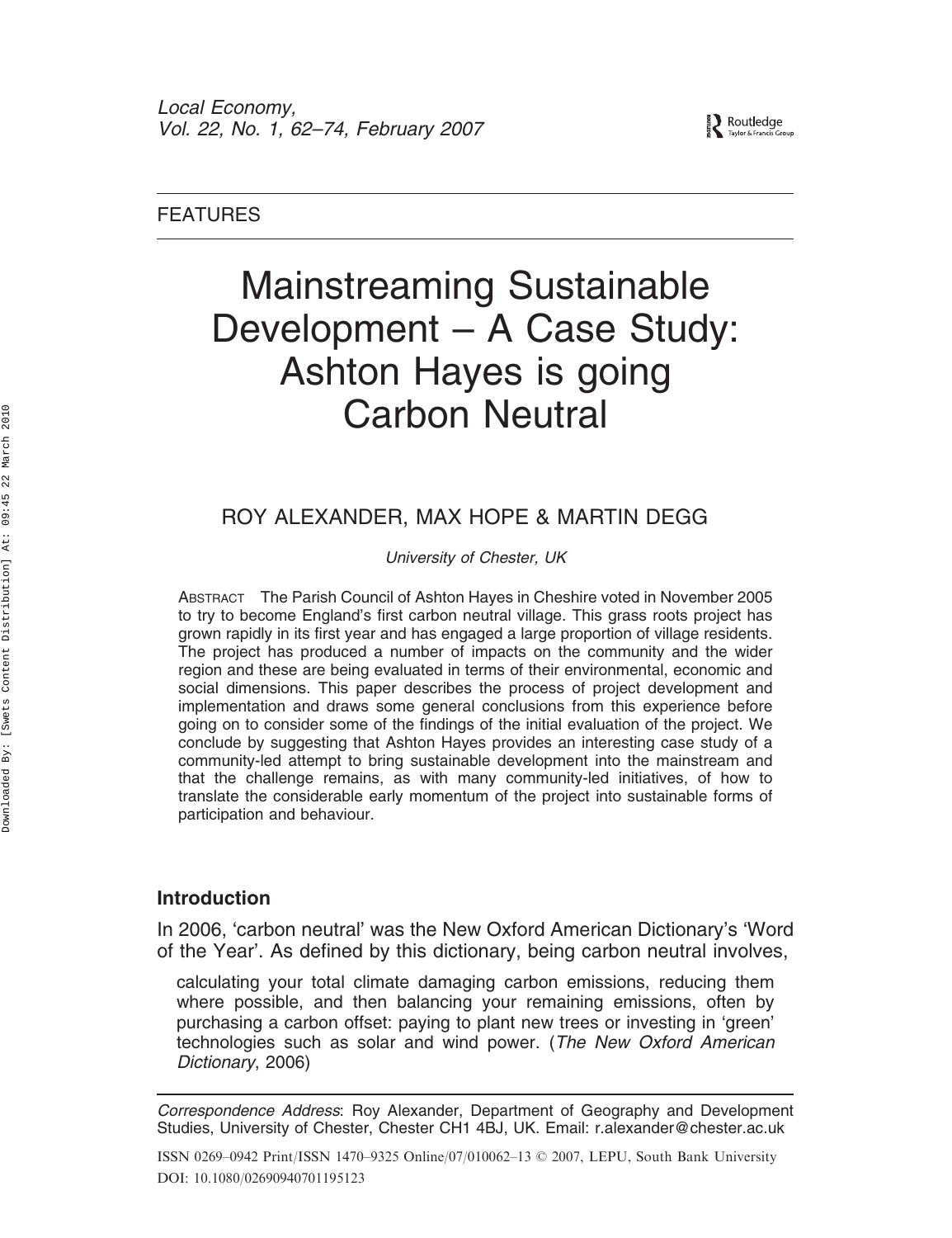FEATURES

# Mainstreaming Sustainable Development – A Case Study: Ashton Hayes is going Carbon Neutral

ROY ALEXANDER, MAX HOPE & MARTIN DEGG

*University of Chester, UK*

ABSTRACT The Parish Council of Ashton Hayes in Cheshire voted in November 2005 to try to become England's first carbon neutral village. This grass roots project has grown rapidly in its first year and has engaged a large proportion of village residents. The project has produced a number of impacts on the community and the wider region and these are being evaluated in terms of their environmental, economic and social dimensions. This paper describes the process of project development and implementation and draws some general conclusions from this experience before going on to consider some of the findings of the initial evaluation of the project. We conclude by suggesting that Ashton Hayes provides an interesting case study of a community-led attempt to bring sustainable development into the mainstream and that the challenge remains, as with many community-led initiatives, of how to translate the considerable early momentum of the project into sustainable forms of participation and behaviour.

## Introduction

In 2006, 'carbon neutral' was the New Oxford American Dictionary's 'Word of the Year'. As defined by this dictionary, being carbon neutral involves,

> calculating your total climate damaging carbon emissions, reducing them where possible, and then balancing your remaining emissions, often by purchasing a carbon offset: paying to plant new trees or investing in 'green' technologies such as solar and wind power. (*The New Oxford American Dictionary*, 2006)

*Correspondence Address*: Roy Alexander, Department of Geography and Development Studies, University of Chester, Chester CH1 4BJ, UK. Email: r.alexander@chester.ac.uk

ISSN 0269–0942 Print/ISSN 1470–9325 Online/07/010062–13 © 2007, LEPU, South Bank University
DOI: 10.1080/02690940701195123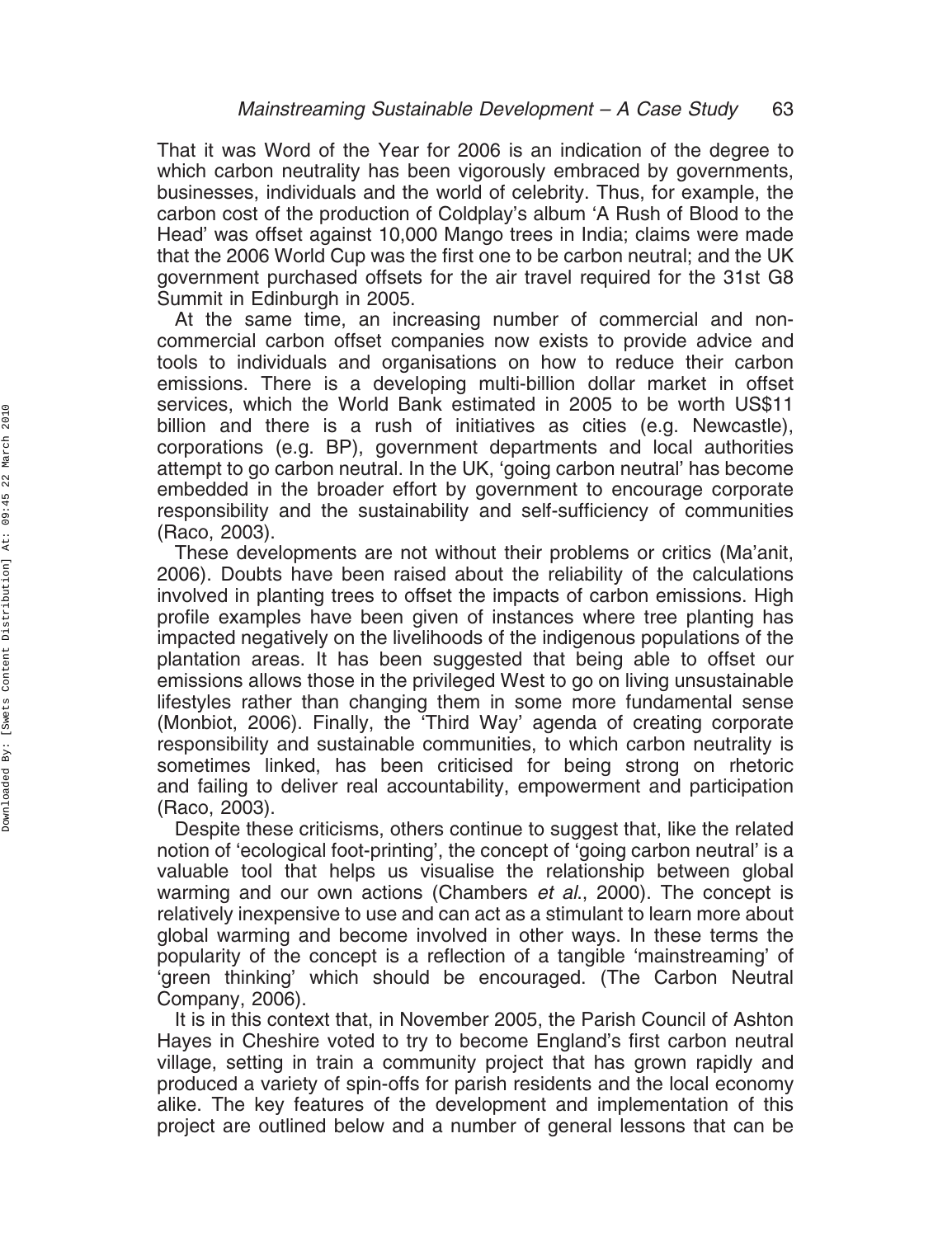That it was Word of the Year for 2006 is an indication of the degree to which carbon neutrality has been vigorously embraced by governments, businesses, individuals and the world of celebrity. Thus, for example, the carbon cost of the production of Coldplay's album 'A Rush of Blood to the Head' was offset against 10,000 Mango trees in India; claims were made that the 2006 World Cup was the first one to be carbon neutral; and the UK government purchased offsets for the air travel required for the 31st G8 Summit in Edinburgh in 2005.

At the same time, an increasing number of commercial and non-commercial carbon offset companies now exists to provide advice and tools to individuals and organisations on how to reduce their carbon emissions. There is a developing multi-billion dollar market in offset services, which the World Bank estimated in 2005 to be worth US$11 billion and there is a rush of initiatives as cities (e.g. Newcastle), corporations (e.g. BP), government departments and local authorities attempt to go carbon neutral. In the UK, 'going carbon neutral' has become embedded in the broader effort by government to encourage corporate responsibility and the sustainability and self-sufficiency of communities (Raco, 2003).

These developments are not without their problems or critics (Ma'anit, 2006). Doubts have been raised about the reliability of the calculations involved in planting trees to offset the impacts of carbon emissions. High profile examples have been given of instances where tree planting has impacted negatively on the livelihoods of the indigenous populations of the plantation areas. It has been suggested that being able to offset our emissions allows those in the privileged West to go on living unsustainable lifestyles rather than changing them in some more fundamental sense (Monbiot, 2006). Finally, the 'Third Way' agenda of creating corporate responsibility and sustainable communities, to which carbon neutrality is sometimes linked, has been criticised for being strong on rhetoric and failing to deliver real accountability, empowerment and participation (Raco, 2003).

Despite these criticisms, others continue to suggest that, like the related notion of 'ecological foot-printing', the concept of 'going carbon neutral' is a valuable tool that helps us visualise the relationship between global warming and our own actions (Chambers *et al.*, 2000). The concept is relatively inexpensive to use and can act as a stimulant to learn more about global warming and become involved in other ways. In these terms the popularity of the concept is a reflection of a tangible 'mainstreaming' of 'green thinking' which should be encouraged. (The Carbon Neutral Company, 2006).

It is in this context that, in November 2005, the Parish Council of Ashton Hayes in Cheshire voted to try to become England's first carbon neutral village, setting in train a community project that has grown rapidly and produced a variety of spin-offs for parish residents and the local economy alike. The key features of the development and implementation of this project are outlined below and a number of general lessons that can be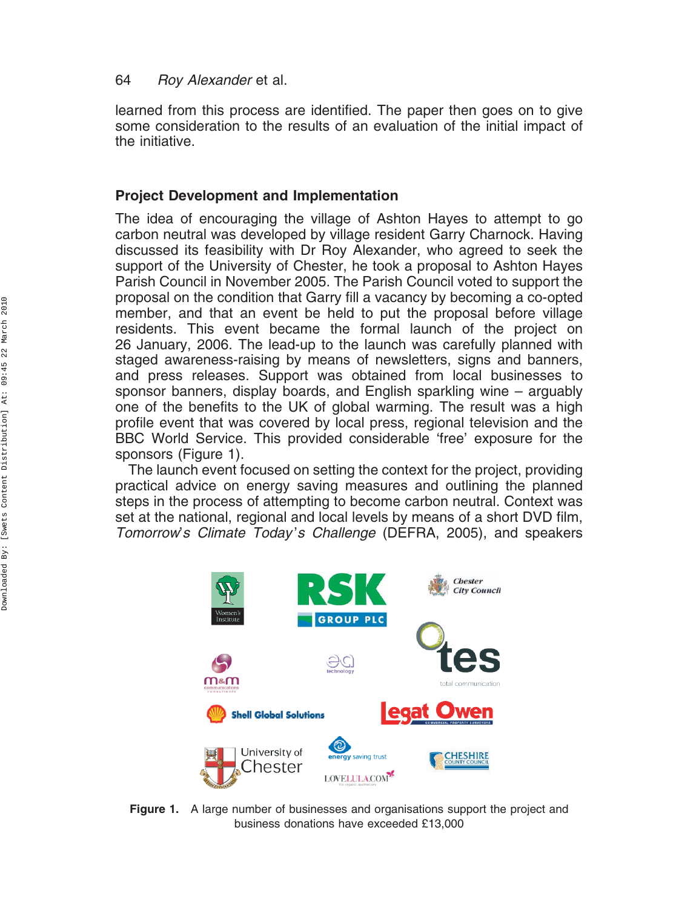learned from this process are identified. The paper then goes on to give some consideration to the results of an evaluation of the initial impact of the initiative.

## Project Development and Implementation

The idea of encouraging the village of Ashton Hayes to attempt to go carbon neutral was developed by village resident Garry Charnock. Having discussed its feasibility with Dr Roy Alexander, who agreed to seek the support of the University of Chester, he took a proposal to Ashton Hayes Parish Council in November 2005. The Parish Council voted to support the proposal on the condition that Garry fill a vacancy by becoming a co-opted member, and that an event be held to put the proposal before village residents. This event became the formal launch of the project on 26 January, 2006. The lead-up to the launch was carefully planned with staged awareness-raising by means of newsletters, signs and banners, and press releases. Support was obtained from local businesses to sponsor banners, display boards, and English sparkling wine – arguably one of the benefits to the UK of global warming. The result was a high profile event that was covered by local press, regional television and the BBC World Service. This provided considerable 'free' exposure for the sponsors (Figure 1).

The launch event focused on setting the context for the project, providing practical advice on energy saving measures and outlining the planned steps in the process of attempting to become carbon neutral. Context was set at the national, regional and local levels by means of a short DVD film, *Tomorrow's Climate Today's Challenge* (DEFRA, 2005), and speakers

**Figure 1.** A large number of businesses and organisations support the project and business donations have exceeded £13,000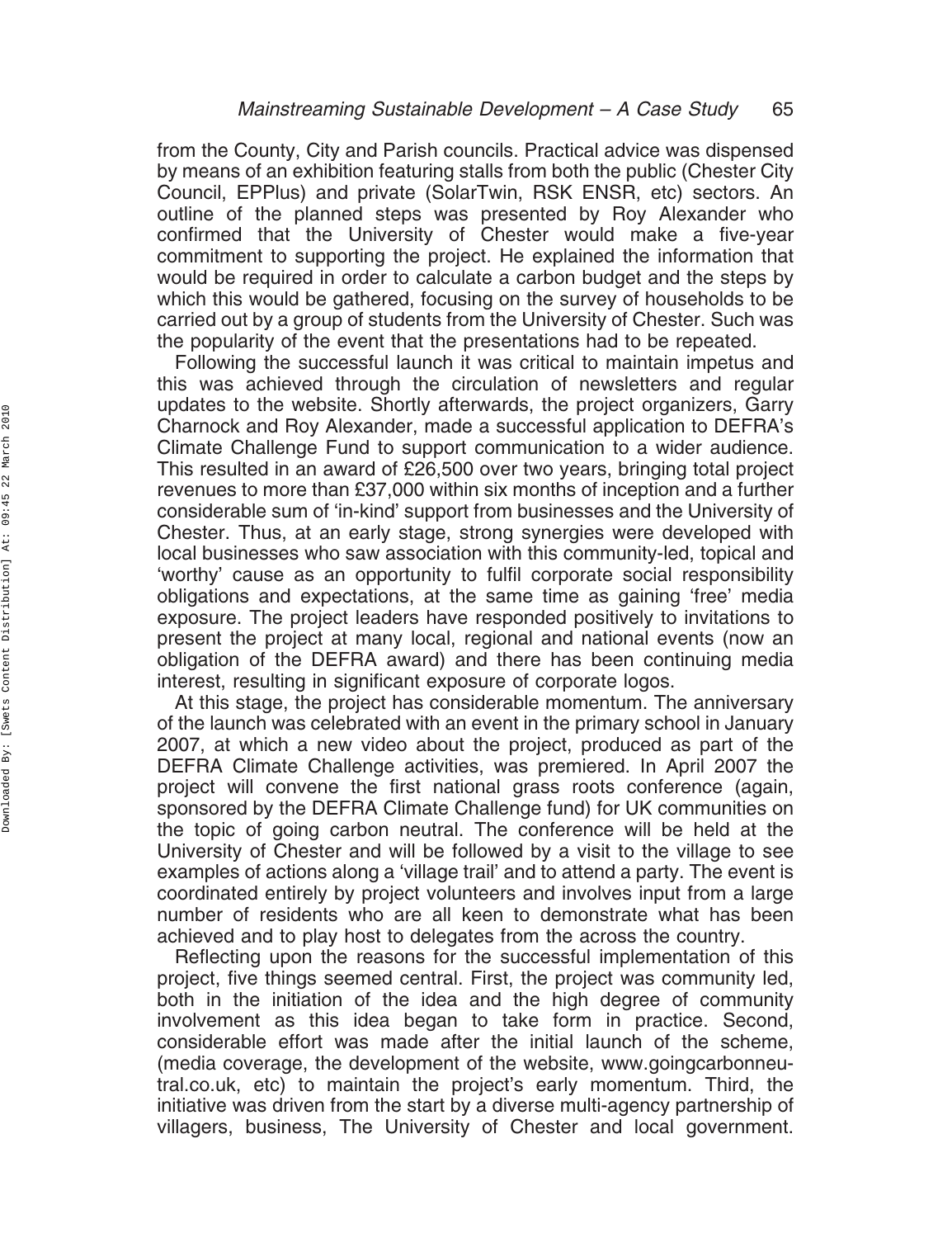from the County, City and Parish councils. Practical advice was dispensed by means of an exhibition featuring stalls from both the public (Chester City Council, EPPlus) and private (SolarTwin, RSK ENSR, etc) sectors. An outline of the planned steps was presented by Roy Alexander who confirmed that the University of Chester would make a five-year commitment to supporting the project. He explained the information that would be required in order to calculate a carbon budget and the steps by which this would be gathered, focusing on the survey of households to be carried out by a group of students from the University of Chester. Such was the popularity of the event that the presentations had to be repeated.

Following the successful launch it was critical to maintain impetus and this was achieved through the circulation of newsletters and regular updates to the website. Shortly afterwards, the project organizers, Garry Charnock and Roy Alexander, made a successful application to DEFRA's Climate Challenge Fund to support communication to a wider audience. This resulted in an award of £26,500 over two years, bringing total project revenues to more than £37,000 within six months of inception and a further considerable sum of 'in-kind' support from businesses and the University of Chester. Thus, at an early stage, strong synergies were developed with local businesses who saw association with this community-led, topical and 'worthy' cause as an opportunity to fulfil corporate social responsibility obligations and expectations, at the same time as gaining 'free' media exposure. The project leaders have responded positively to invitations to present the project at many local, regional and national events (now an obligation of the DEFRA award) and there has been continuing media interest, resulting in significant exposure of corporate logos.

At this stage, the project has considerable momentum. The anniversary of the launch was celebrated with an event in the primary school in January 2007, at which a new video about the project, produced as part of the DEFRA Climate Challenge activities, was premiered. In April 2007 the project will convene the first national grass roots conference (again, sponsored by the DEFRA Climate Challenge fund) for UK communities on the topic of going carbon neutral. The conference will be held at the University of Chester and will be followed by a visit to the village to see examples of actions along a 'village trail' and to attend a party. The event is coordinated entirely by project volunteers and involves input from a large number of residents who are all keen to demonstrate what has been achieved and to play host to delegates from the across the country.

Reflecting upon the reasons for the successful implementation of this project, five things seemed central. First, the project was community led, both in the initiation of the idea and the high degree of community involvement as this idea began to take form in practice. Second, considerable effort was made after the initial launch of the scheme, (media coverage, the development of the website, www.goingcarbonneutral.co.uk, etc) to maintain the project's early momentum. Third, the initiative was driven from the start by a diverse multi-agency partnership of villagers, business, The University of Chester and local government.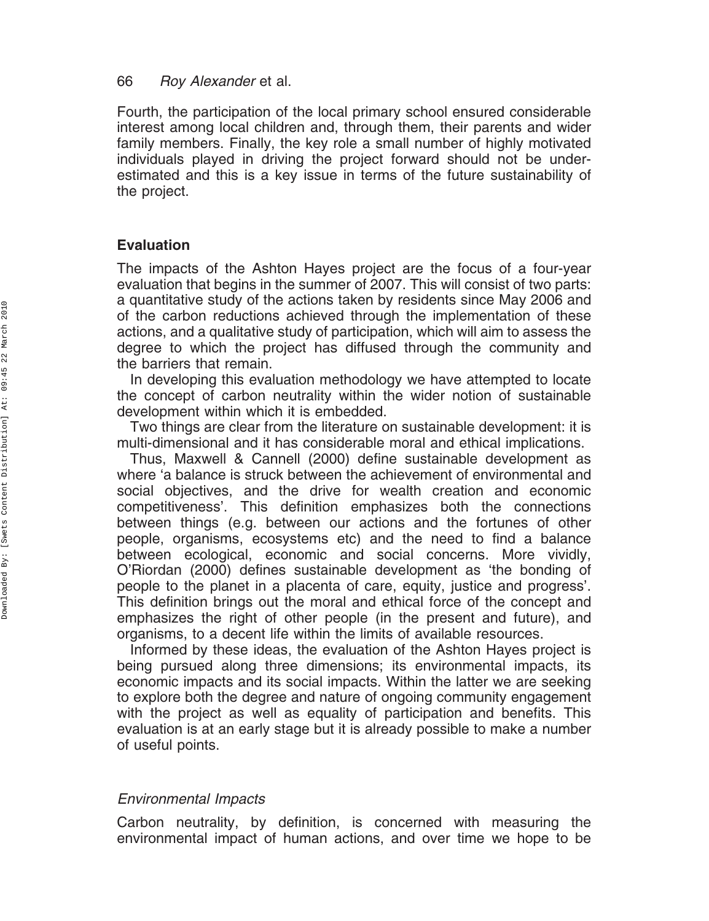Fourth, the participation of the local primary school ensured considerable interest among local children and, through them, their parents and wider family members. Finally, the key role a small number of highly motivated individuals played in driving the project forward should not be underestimated and this is a key issue in terms of the future sustainability of the project.

## Evaluation

The impacts of the Ashton Hayes project are the focus of a four-year evaluation that begins in the summer of 2007. This will consist of two parts: a quantitative study of the actions taken by residents since May 2006 and of the carbon reductions achieved through the implementation of these actions, and a qualitative study of participation, which will aim to assess the degree to which the project has diffused through the community and the barriers that remain.

In developing this evaluation methodology we have attempted to locate the concept of carbon neutrality within the wider notion of sustainable development within which it is embedded.

Two things are clear from the literature on sustainable development: it is multi-dimensional and it has considerable moral and ethical implications.

Thus, Maxwell & Cannell (2000) define sustainable development as where 'a balance is struck between the achievement of environmental and social objectives, and the drive for wealth creation and economic competitiveness'. This definition emphasizes both the connections between things (e.g. between our actions and the fortunes of other people, organisms, ecosystems etc) and the need to find a balance between ecological, economic and social concerns. More vividly, O'Riordan (2000) defines sustainable development as 'the bonding of people to the planet in a placenta of care, equity, justice and progress'. This definition brings out the moral and ethical force of the concept and emphasizes the right of other people (in the present and future), and organisms, to a decent life within the limits of available resources.

Informed by these ideas, the evaluation of the Ashton Hayes project is being pursued along three dimensions; its environmental impacts, its economic impacts and its social impacts. Within the latter we are seeking to explore both the degree and nature of ongoing community engagement with the project as well as equality of participation and benefits. This evaluation is at an early stage but it is already possible to make a number of useful points.

### *Environmental Impacts*

Carbon neutrality, by definition, is concerned with measuring the environmental impact of human actions, and over time we hope to be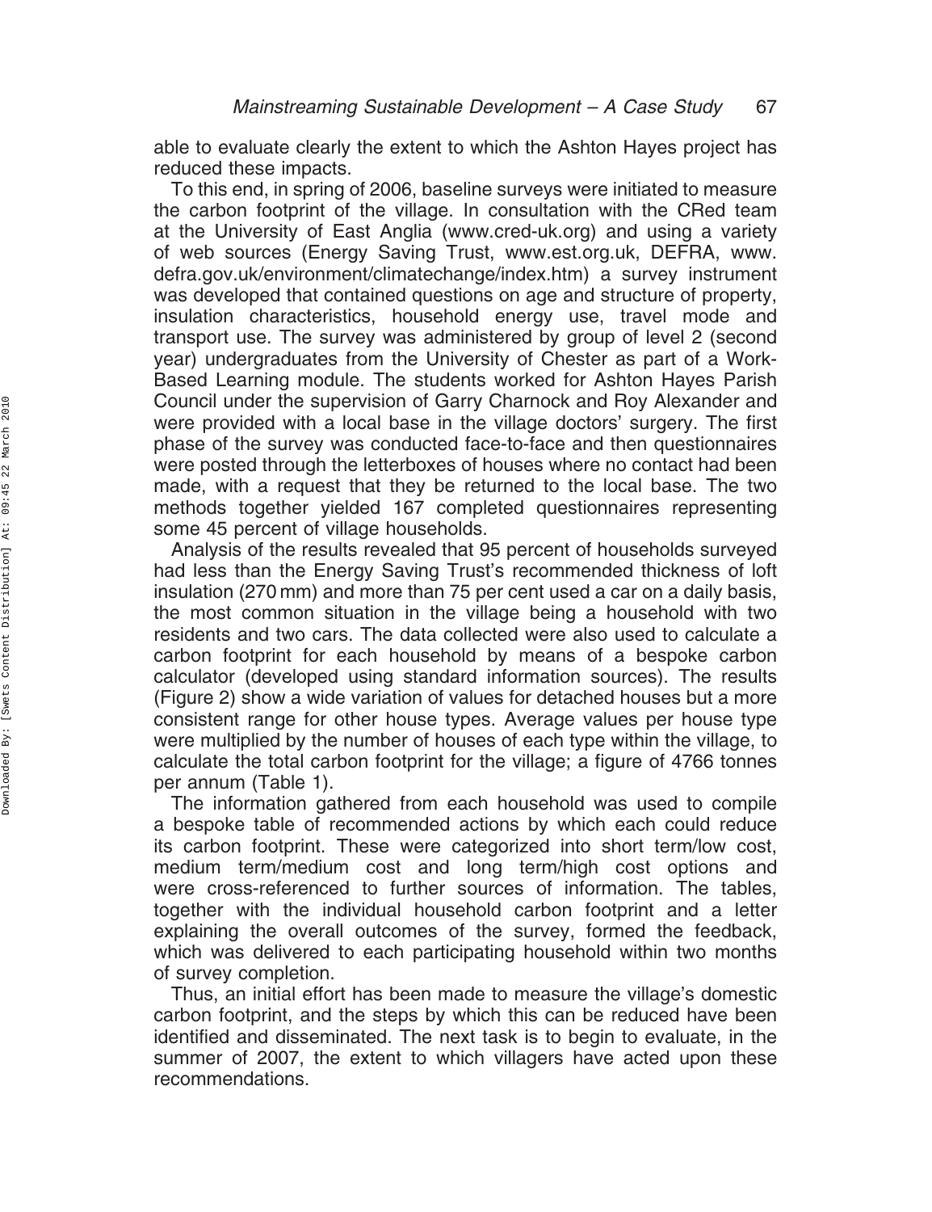able to evaluate clearly the extent to which the Ashton Hayes project has reduced these impacts.

To this end, in spring of 2006, baseline surveys were initiated to measure the carbon footprint of the village. In consultation with the CRed team at the University of East Anglia (www.cred-uk.org) and using a variety of web sources (Energy Saving Trust, www.est.org.uk, DEFRA, www.defra.gov.uk/environment/climatechange/index.htm) a survey instrument was developed that contained questions on age and structure of property, insulation characteristics, household energy use, travel mode and transport use. The survey was administered by group of level 2 (second year) undergraduates from the University of Chester as part of a Work-Based Learning module. The students worked for Ashton Hayes Parish Council under the supervision of Garry Charnock and Roy Alexander and were provided with a local base in the village doctors' surgery. The first phase of the survey was conducted face-to-face and then questionnaires were posted through the letterboxes of houses where no contact had been made, with a request that they be returned to the local base. The two methods together yielded 167 completed questionnaires representing some 45 percent of village households.

Analysis of the results revealed that 95 percent of households surveyed had less than the Energy Saving Trust's recommended thickness of loft insulation (270 mm) and more than 75 per cent used a car on a daily basis, the most common situation in the village being a household with two residents and two cars. The data collected were also used to calculate a carbon footprint for each household by means of a bespoke carbon calculator (developed using standard information sources). The results (Figure 2) show a wide variation of values for detached houses but a more consistent range for other house types. Average values per house type were multiplied by the number of houses of each type within the village, to calculate the total carbon footprint for the village; a figure of 4766 tonnes per annum (Table 1).

The information gathered from each household was used to compile a bespoke table of recommended actions by which each could reduce its carbon footprint. These were categorized into short term/low cost, medium term/medium cost and long term/high cost options and were cross-referenced to further sources of information. The tables, together with the individual household carbon footprint and a letter explaining the overall outcomes of the survey, formed the feedback, which was delivered to each participating household within two months of survey completion.

Thus, an initial effort has been made to measure the village's domestic carbon footprint, and the steps by which this can be reduced have been identified and disseminated. The next task is to begin to evaluate, in the summer of 2007, the extent to which villagers have acted upon these recommendations.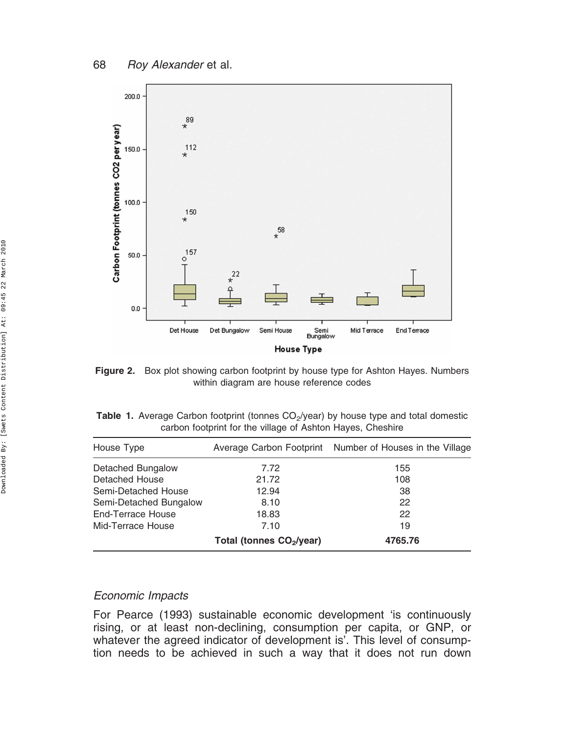**Figure 2.** Box plot showing carbon footprint by house type for Ashton Hayes. Numbers within diagram are house reference codes

**Table 1.** Average Carbon footprint (tonnes $CO_2$/year) by house type and total domestic carbon footprint for the village of Ashton Hayes, Cheshire

| House Type | Average Carbon Footprint | Number of Houses in the Village |
|---|---|---|
| Detached Bungalow | 7.72 | 155 |
| Detached House | 21.72 | 108 |
| Semi-Detached House | 12.94 | 38 |
| Semi-Detached Bungalow | 8.10 | 22 |
| End-Terrace House | 18.83 | 22 |
| Mid-Terrace House | 7.10 | 19 |
| | **Total (tonnes $CO_2$/year)** | **4765.76** |

### *Economic Impacts*

For Pearce (1993) sustainable economic development 'is continuously rising, or at least non-declining, consumption per capita, or GNP, or whatever the agreed indicator of development is'. This level of consumption needs to be achieved in such a way that it does not run down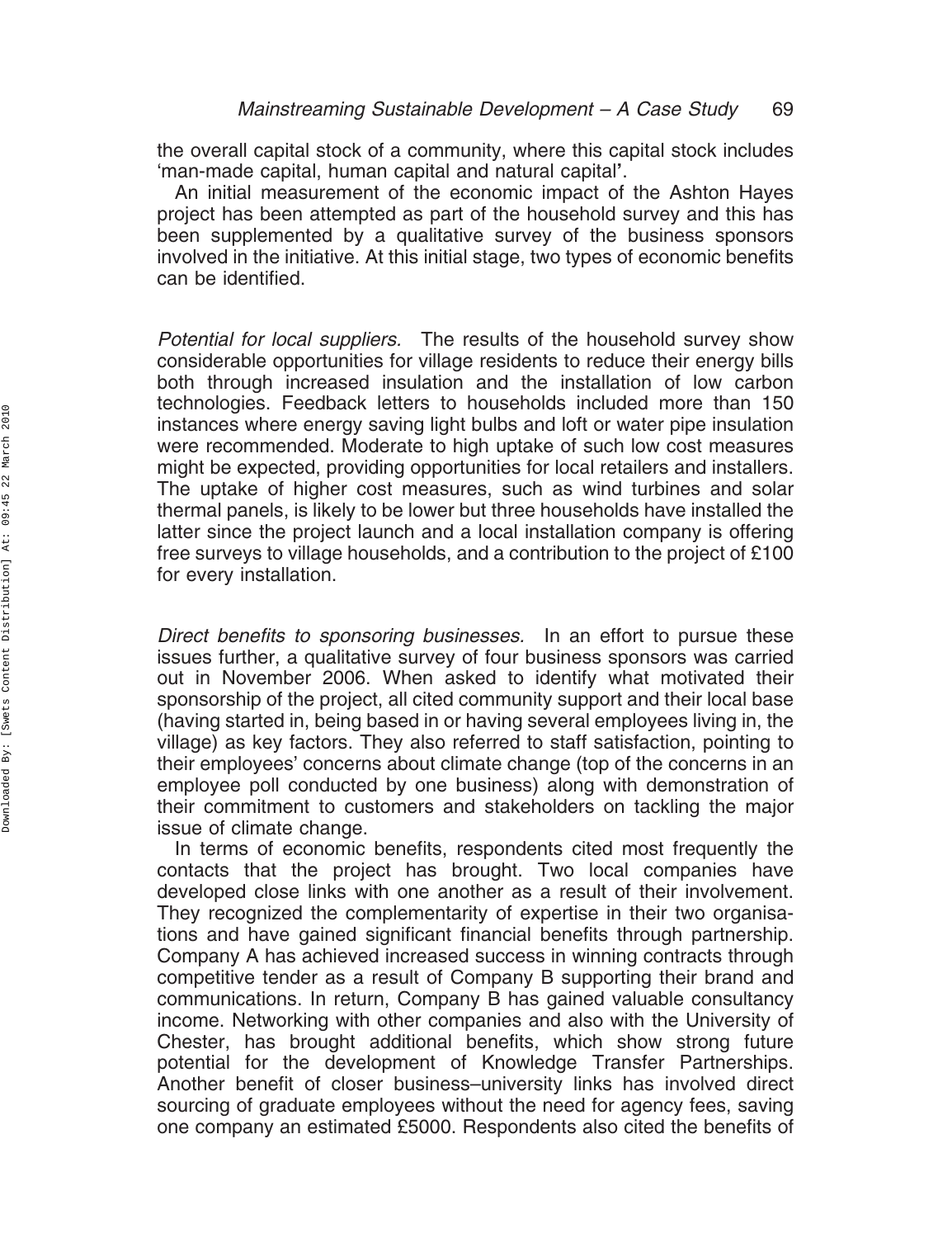the overall capital stock of a community, where this capital stock includes 'man-made capital, human capital and natural capital'.

An initial measurement of the economic impact of the Ashton Hayes project has been attempted as part of the household survey and this has been supplemented by a qualitative survey of the business sponsors involved in the initiative. At this initial stage, two types of economic benefits can be identified.

*Potential for local suppliers.* The results of the household survey show considerable opportunities for village residents to reduce their energy bills both through increased insulation and the installation of low carbon technologies. Feedback letters to households included more than 150 instances where energy saving light bulbs and loft or water pipe insulation were recommended. Moderate to high uptake of such low cost measures might be expected, providing opportunities for local retailers and installers. The uptake of higher cost measures, such as wind turbines and solar thermal panels, is likely to be lower but three households have installed the latter since the project launch and a local installation company is offering free surveys to village households, and a contribution to the project of £100 for every installation.

*Direct benefits to sponsoring businesses.* In an effort to pursue these issues further, a qualitative survey of four business sponsors was carried out in November 2006. When asked to identify what motivated their sponsorship of the project, all cited community support and their local base (having started in, being based in or having several employees living in, the village) as key factors. They also referred to staff satisfaction, pointing to their employees' concerns about climate change (top of the concerns in an employee poll conducted by one business) along with demonstration of their commitment to customers and stakeholders on tackling the major issue of climate change.

In terms of economic benefits, respondents cited most frequently the contacts that the project has brought. Two local companies have developed close links with one another as a result of their involvement. They recognized the complementarity of expertise in their two organisations and have gained significant financial benefits through partnership. Company A has achieved increased success in winning contracts through competitive tender as a result of Company B supporting their brand and communications. In return, Company B has gained valuable consultancy income. Networking with other companies and also with the University of Chester, has brought additional benefits, which show strong future potential for the development of Knowledge Transfer Partnerships. Another benefit of closer business–university links has involved direct sourcing of graduate employees without the need for agency fees, saving one company an estimated £5000. Respondents also cited the benefits of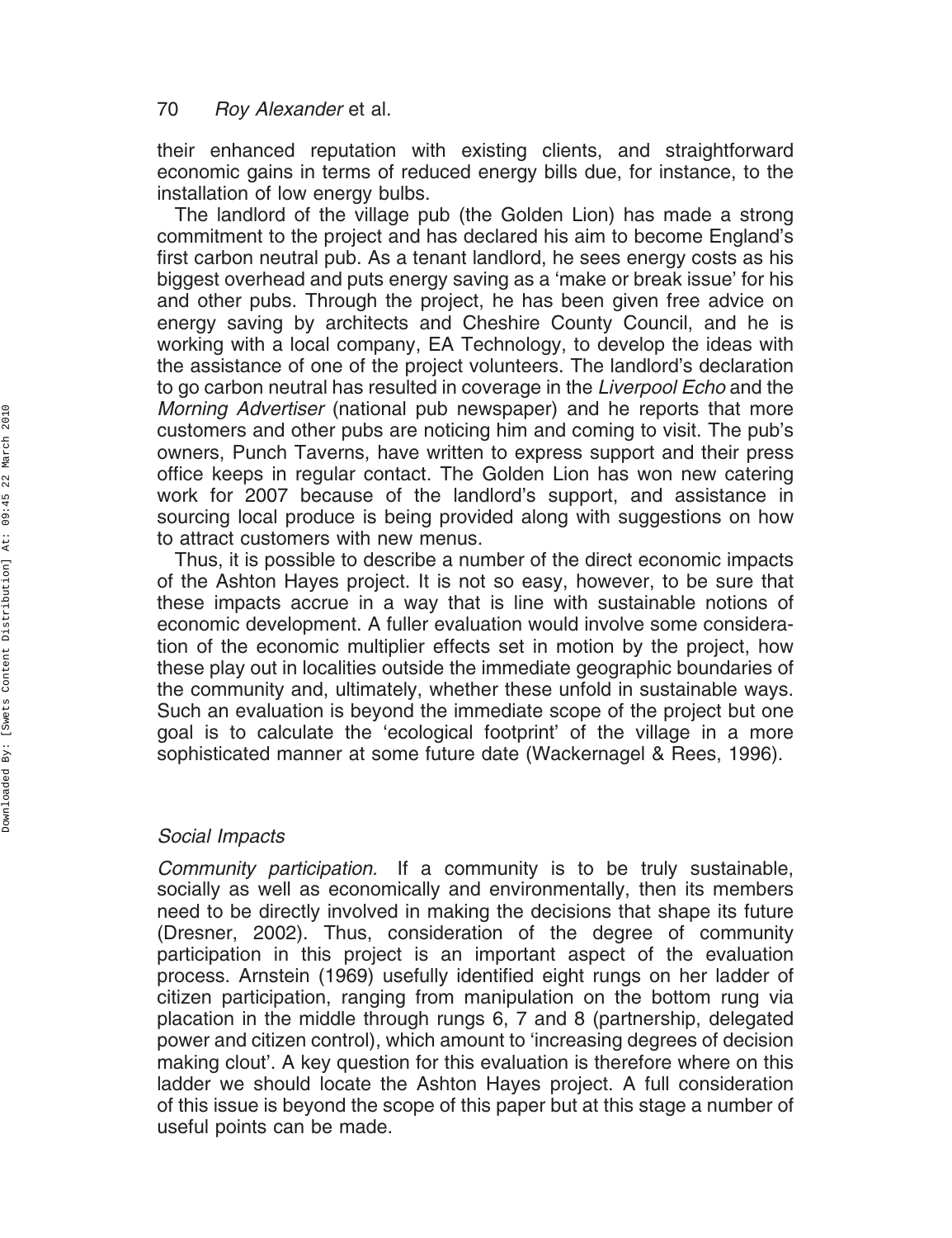their enhanced reputation with existing clients, and straightforward economic gains in terms of reduced energy bills due, for instance, to the installation of low energy bulbs.

The landlord of the village pub (the Golden Lion) has made a strong commitment to the project and has declared his aim to become England's first carbon neutral pub. As a tenant landlord, he sees energy costs as his biggest overhead and puts energy saving as a 'make or break issue' for his and other pubs. Through the project, he has been given free advice on energy saving by architects and Cheshire County Council, and he is working with a local company, EA Technology, to develop the ideas with the assistance of one of the project volunteers. The landlord's declaration to go carbon neutral has resulted in coverage in the *Liverpool Echo* and the *Morning Advertiser* (national pub newspaper) and he reports that more customers and other pubs are noticing him and coming to visit. The pub's owners, Punch Taverns, have written to express support and their press office keeps in regular contact. The Golden Lion has won new catering work for 2007 because of the landlord's support, and assistance in sourcing local produce is being provided along with suggestions on how to attract customers with new menus.

Thus, it is possible to describe a number of the direct economic impacts of the Ashton Hayes project. It is not so easy, however, to be sure that these impacts accrue in a way that is line with sustainable notions of economic development. A fuller evaluation would involve some consideration of the economic multiplier effects set in motion by the project, how these play out in localities outside the immediate geographic boundaries of the community and, ultimately, whether these unfold in sustainable ways. Such an evaluation is beyond the immediate scope of the project but one goal is to calculate the 'ecological footprint' of the village in a more sophisticated manner at some future date (Wackernagel & Rees, 1996).

### *Social Impacts*

*Community participation.* If a community is to be truly sustainable, socially as well as economically and environmentally, then its members need to be directly involved in making the decisions that shape its future (Dresner, 2002). Thus, consideration of the degree of community participation in this project is an important aspect of the evaluation process. Arnstein (1969) usefully identified eight rungs on her ladder of citizen participation, ranging from manipulation on the bottom rung via placation in the middle through rungs 6, 7 and 8 (partnership, delegated power and citizen control), which amount to 'increasing degrees of decision making clout'. A key question for this evaluation is therefore where on this ladder we should locate the Ashton Hayes project. A full consideration of this issue is beyond the scope of this paper but at this stage a number of useful points can be made.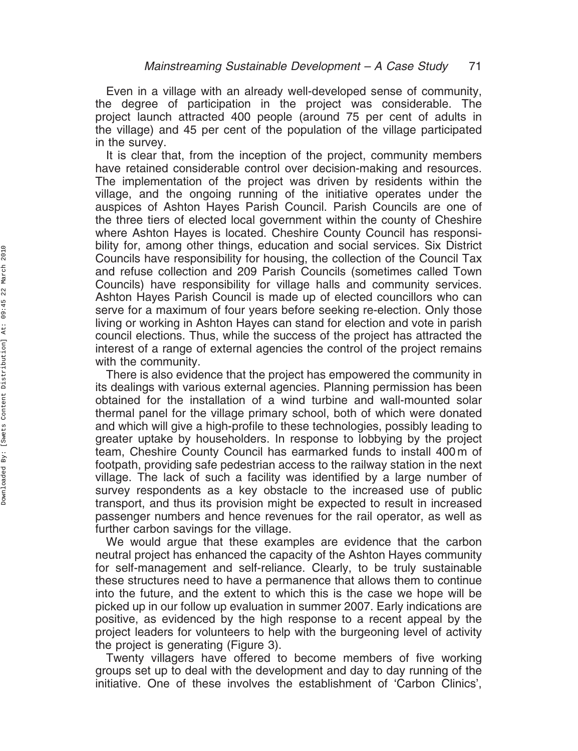Even in a village with an already well-developed sense of community, the degree of participation in the project was considerable. The project launch attracted 400 people (around 75 per cent of adults in the village) and 45 per cent of the population of the village participated in the survey.

It is clear that, from the inception of the project, community members have retained considerable control over decision-making and resources. The implementation of the project was driven by residents within the village, and the ongoing running of the initiative operates under the auspices of Ashton Hayes Parish Council. Parish Councils are one of the three tiers of elected local government within the county of Cheshire where Ashton Hayes is located. Cheshire County Council has responsibility for, among other things, education and social services. Six District Councils have responsibility for housing, the collection of the Council Tax and refuse collection and 209 Parish Councils (sometimes called Town Councils) have responsibility for village halls and community services. Ashton Hayes Parish Council is made up of elected councillors who can serve for a maximum of four years before seeking re-election. Only those living or working in Ashton Hayes can stand for election and vote in parish council elections. Thus, while the success of the project has attracted the interest of a range of external agencies the control of the project remains with the community.

There is also evidence that the project has empowered the community in its dealings with various external agencies. Planning permission has been obtained for the installation of a wind turbine and wall-mounted solar thermal panel for the village primary school, both of which were donated and which will give a high-profile to these technologies, possibly leading to greater uptake by householders. In response to lobbying by the project team, Cheshire County Council has earmarked funds to install 400 m of footpath, providing safe pedestrian access to the railway station in the next village. The lack of such a facility was identified by a large number of survey respondents as a key obstacle to the increased use of public transport, and thus its provision might be expected to result in increased passenger numbers and hence revenues for the rail operator, as well as further carbon savings for the village.

We would argue that these examples are evidence that the carbon neutral project has enhanced the capacity of the Ashton Hayes community for self-management and self-reliance. Clearly, to be truly sustainable these structures need to have a permanence that allows them to continue into the future, and the extent to which this is the case we hope will be picked up in our follow up evaluation in summer 2007. Early indications are positive, as evidenced by the high response to a recent appeal by the project leaders for volunteers to help with the burgeoning level of activity the project is generating (Figure 3).

Twenty villagers have offered to become members of five working groups set up to deal with the development and day to day running of the initiative. One of these involves the establishment of 'Carbon Clinics',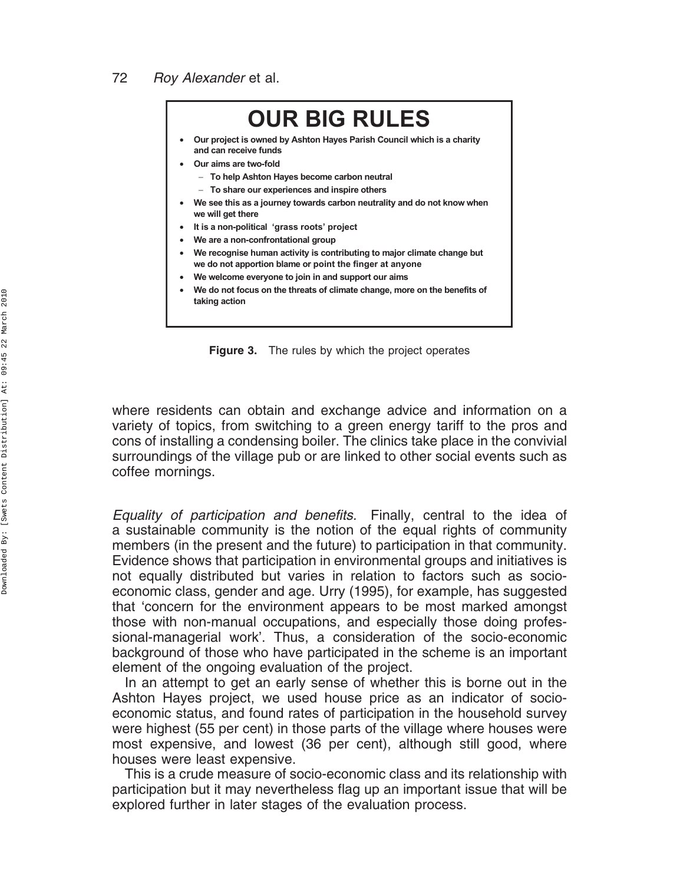**OUR BIG RULES**

- Our project is owned by Ashton Hayes Parish Council which is a charity and can receive funds
- Our aims are two-fold
  - To help Ashton Hayes become carbon neutral
  - To share our experiences and inspire others
- We see this as a journey towards carbon neutrality and do not know when we will get there
- It is a non-political 'grass roots' project
- We are a non-confrontational group
- We recognise human activity is contributing to major climate change but we do not apportion blame or point the finger at anyone
- We welcome everyone to join in and support our aims
- We do not focus on the threats of climate change, more on the benefits of taking action

**Figure 3.** The rules by which the project operates

where residents can obtain and exchange advice and information on a variety of topics, from switching to a green energy tariff to the pros and cons of installing a condensing boiler. The clinics take place in the convivial surroundings of the village pub or are linked to other social events such as coffee mornings.

*Equality of participation and benefits.* Finally, central to the idea of a sustainable community is the notion of the equal rights of community members (in the present and the future) to participation in that community. Evidence shows that participation in environmental groups and initiatives is not equally distributed but varies in relation to factors such as socio-economic class, gender and age. Urry (1995), for example, has suggested that 'concern for the environment appears to be most marked amongst those with non-manual occupations, and especially those doing professional-managerial work'. Thus, a consideration of the socio-economic background of those who have participated in the scheme is an important element of the ongoing evaluation of the project.

In an attempt to get an early sense of whether this is borne out in the Ashton Hayes project, we used house price as an indicator of socio-economic status, and found rates of participation in the household survey were highest (55 per cent) in those parts of the village where houses were most expensive, and lowest (36 per cent), although still good, where houses were least expensive.

This is a crude measure of socio-economic class and its relationship with participation but it may nevertheless flag up an important issue that will be explored further in later stages of the evaluation process.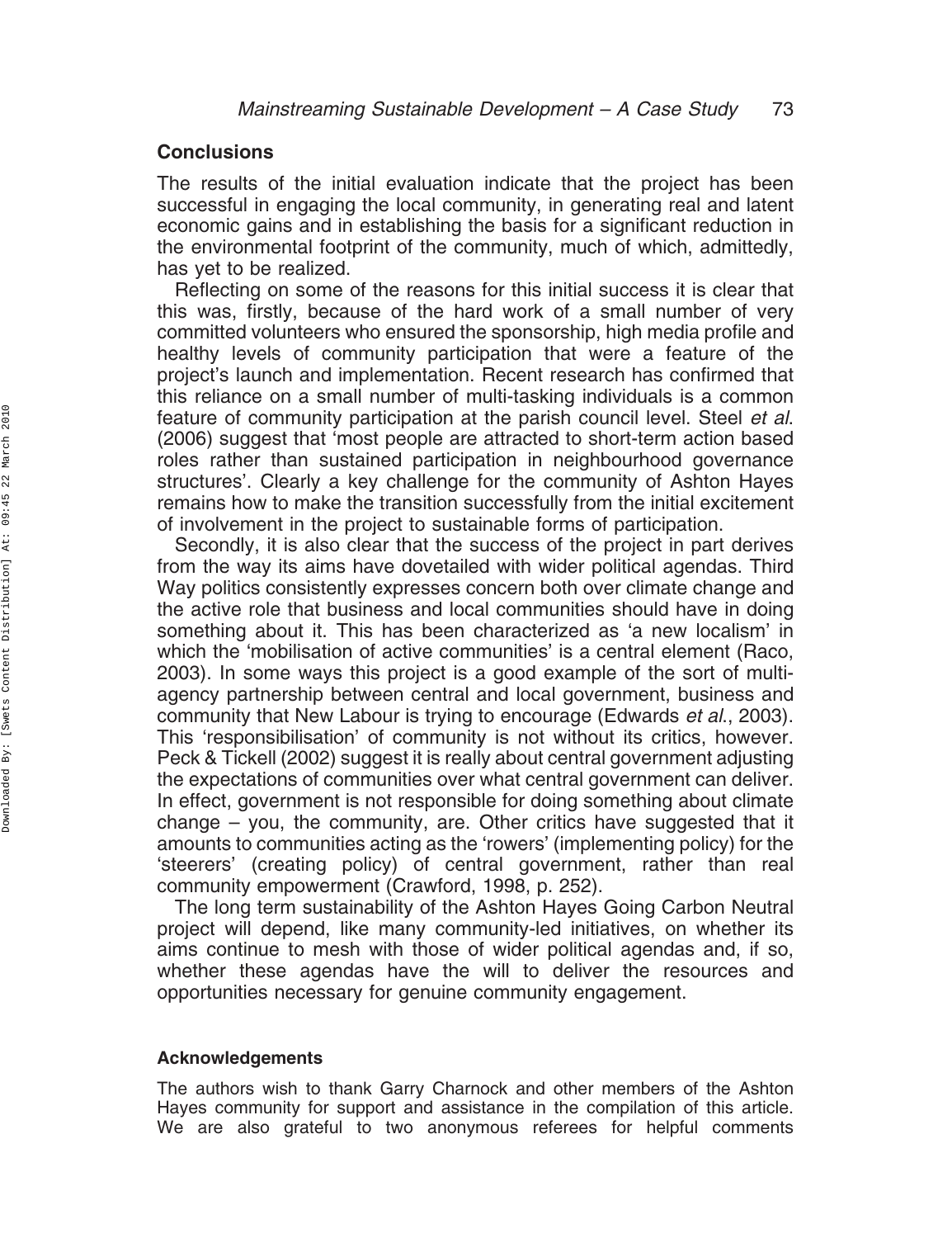## Conclusions

The results of the initial evaluation indicate that the project has been successful in engaging the local community, in generating real and latent economic gains and in establishing the basis for a significant reduction in the environmental footprint of the community, much of which, admittedly, has yet to be realized.

Reflecting on some of the reasons for this initial success it is clear that this was, firstly, because of the hard work of a small number of very committed volunteers who ensured the sponsorship, high media profile and healthy levels of community participation that were a feature of the project's launch and implementation. Recent research has confirmed that this reliance on a small number of multi-tasking individuals is a common feature of community participation at the parish council level. Steel *et al*. (2006) suggest that 'most people are attracted to short-term action based roles rather than sustained participation in neighbourhood governance structures'. Clearly a key challenge for the community of Ashton Hayes remains how to make the transition successfully from the initial excitement of involvement in the project to sustainable forms of participation.

Secondly, it is also clear that the success of the project in part derives from the way its aims have dovetailed with wider political agendas. Third Way politics consistently expresses concern both over climate change and the active role that business and local communities should have in doing something about it. This has been characterized as 'a new localism' in which the 'mobilisation of active communities' is a central element (Raco, 2003). In some ways this project is a good example of the sort of multi-agency partnership between central and local government, business and community that New Labour is trying to encourage (Edwards *et al*., 2003). This 'responsibilisation' of community is not without its critics, however. Peck & Tickell (2002) suggest it is really about central government adjusting the expectations of communities over what central government can deliver. In effect, government is not responsible for doing something about climate change – you, the community, are. Other critics have suggested that it amounts to communities acting as the 'rowers' (implementing policy) for the 'steerers' (creating policy) of central government, rather than real community empowerment (Crawford, 1998, p. 252).

The long term sustainability of the Ashton Hayes Going Carbon Neutral project will depend, like many community-led initiatives, on whether its aims continue to mesh with those of wider political agendas and, if so, whether these agendas have the will to deliver the resources and opportunities necessary for genuine community engagement.

### Acknowledgements

The authors wish to thank Garry Charnock and other members of the Ashton Hayes community for support and assistance in the compilation of this article. We are also grateful to two anonymous referees for helpful comments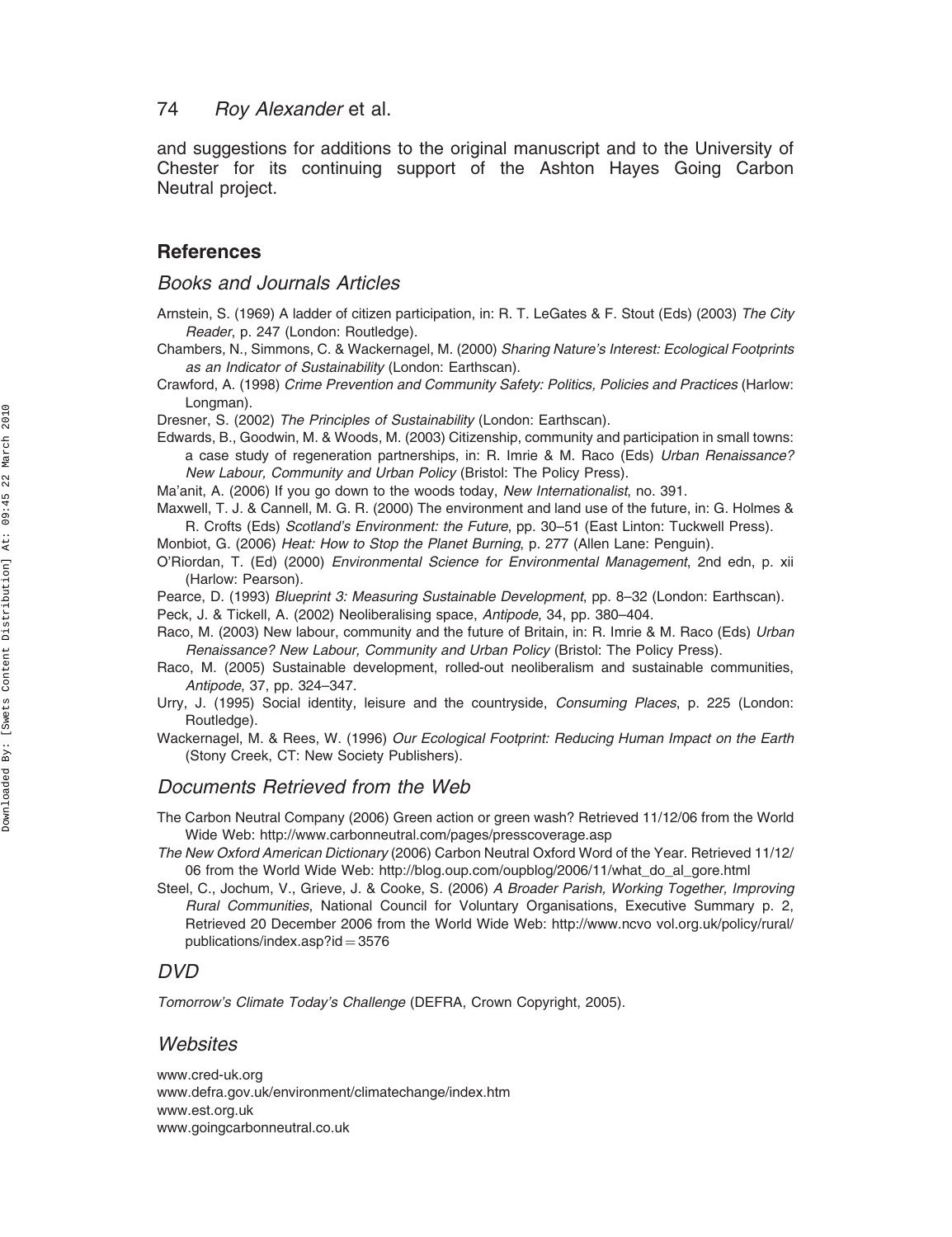and suggestions for additions to the original manuscript and to the University of Chester for its continuing support of the Ashton Hayes Going Carbon Neutral project.

## References

### *Books and Journals Articles*

Arnstein, S. (1969) A ladder of citizen participation, in: R. T. LeGates & F. Stout (Eds) (2003) *The City Reader*, p. 247 (London: Routledge).

Chambers, N., Simmons, C. & Wackernagel, M. (2000) *Sharing Nature's Interest: Ecological Footprints as an Indicator of Sustainability* (London: Earthscan).

Crawford, A. (1998) *Crime Prevention and Community Safety: Politics, Policies and Practices* (Harlow: Longman).

Dresner, S. (2002) *The Principles of Sustainability* (London: Earthscan).

Edwards, B., Goodwin, M. & Woods, M. (2003) Citizenship, community and participation in small towns: a case study of regeneration partnerships, in: R. Imrie & M. Raco (Eds) *Urban Renaissance? New Labour, Community and Urban Policy* (Bristol: The Policy Press).

Ma'anit, A. (2006) If you go down to the woods today, *New Internationalist*, no. 391.

Maxwell, T. J. & Cannell, M. G. R. (2000) The environment and land use of the future, in: G. Holmes & R. Crofts (Eds) *Scotland's Environment: the Future*, pp. 30–51 (East Linton: Tuckwell Press).

Monbiot, G. (2006) *Heat: How to Stop the Planet Burning*, p. 277 (Allen Lane: Penguin).

O'Riordan, T. (Ed) (2000) *Environmental Science for Environmental Management*, 2nd edn, p. xii (Harlow: Pearson).

Pearce, D. (1993) *Blueprint 3: Measuring Sustainable Development*, pp. 8–32 (London: Earthscan).

Peck, J. & Tickell, A. (2002) Neoliberalising space, *Antipode*, 34, pp. 380–404.

Raco, M. (2003) New labour, community and the future of Britain, in: R. Imrie & M. Raco (Eds) *Urban Renaissance? New Labour, Community and Urban Policy* (Bristol: The Policy Press).

Raco, M. (2005) Sustainable development, rolled-out neoliberalism and sustainable communities, *Antipode*, 37, pp. 324–347.

Urry, J. (1995) Social identity, leisure and the countryside, *Consuming Places*, p. 225 (London: Routledge).

Wackernagel, M. & Rees, W. (1996) *Our Ecological Footprint: Reducing Human Impact on the Earth* (Stony Creek, CT: New Society Publishers).

### *Documents Retrieved from the Web*

The Carbon Neutral Company (2006) Green action or green wash? Retrieved 11/12/06 from the World Wide Web: http://www.carbonneutral.com/pages/presscoverage.asp

*The New Oxford American Dictionary* (2006) Carbon Neutral Oxford Word of the Year. Retrieved 11/12/06 from the World Wide Web: http://blog.oup.com/oupblog/2006/11/what_do_al_gore.html

Steel, C., Jochum, V., Grieve, J. & Cooke, S. (2006) *A Broader Parish, Working Together, Improving Rural Communities*, National Council for Voluntary Organisations, Executive Summary p. 2, Retrieved 20 December 2006 from the World Wide Web: http://www.ncvo vol.org.uk/policy/rural/publications/index.asp?id = 3576

### *DVD*

*Tomorrow's Climate Today's Challenge* (DEFRA, Crown Copyright, 2005).

### *Websites*

www.cred-uk.org
www.defra.gov.uk/environment/climatechange/index.htm
www.est.org.uk
www.goingcarbonneutral.co.uk